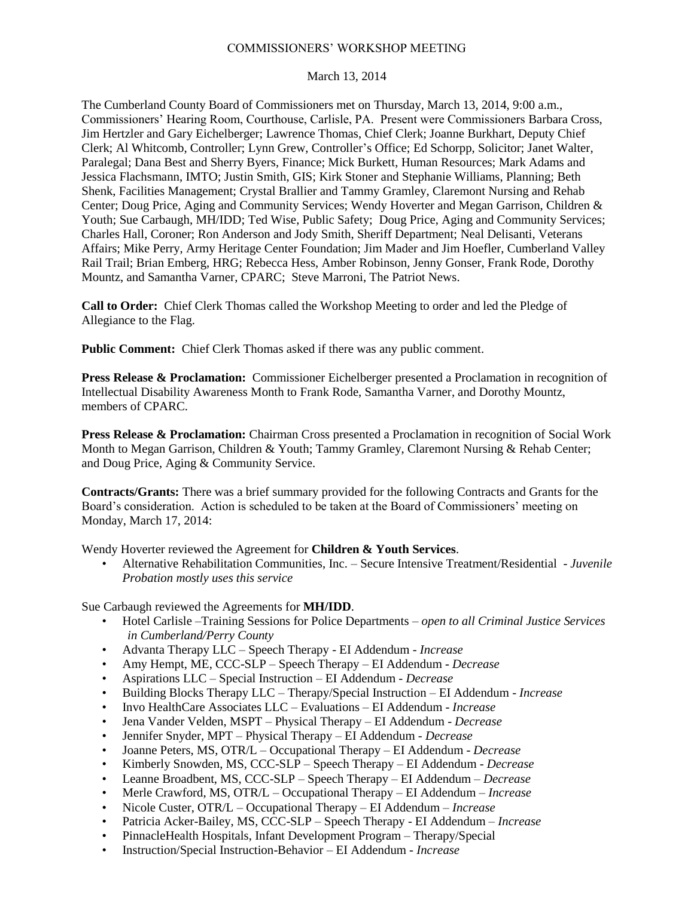COMMISSIONERS' WORKSHOP MEETING

March 13, 2014

The Cumberland County Board of Commissioners met on Thursday, March 13, 2014, 9:00 a.m., Commissioners' Hearing Room, Courthouse, Carlisle, PA. Present were Commissioners Barbara Cross, Jim Hertzler and Gary Eichelberger; Lawrence Thomas, Chief Clerk; Joanne Burkhart, Deputy Chief Clerk; Al Whitcomb, Controller; Lynn Grew, Controller's Office; Ed Schorpp, Solicitor; Janet Walter, Paralegal; Dana Best and Sherry Byers, Finance; Mick Burkett, Human Resources; Mark Adams and Jessica Flachsmann, IMTO; Justin Smith, GIS; Kirk Stoner and Stephanie Williams, Planning; Beth Shenk, Facilities Management; Crystal Brallier and Tammy Gramley, Claremont Nursing and Rehab Center; Doug Price, Aging and Community Services; Wendy Hoverter and Megan Garrison, Children & Youth; Sue Carbaugh, MH/IDD; Ted Wise, Public Safety; Doug Price, Aging and Community Services; Charles Hall, Coroner; Ron Anderson and Jody Smith, Sheriff Department; Neal Delisanti, Veterans Affairs; Mike Perry, Army Heritage Center Foundation; Jim Mader and Jim Hoefler, Cumberland Valley Rail Trail; Brian Emberg, HRG; Rebecca Hess, Amber Robinson, Jenny Gonser, Frank Rode, Dorothy Mountz, and Samantha Varner, CPARC; Steve Marroni, The Patriot News.

**Call to Order:** Chief Clerk Thomas called the Workshop Meeting to order and led the Pledge of Allegiance to the Flag.

**Public Comment:** Chief Clerk Thomas asked if there was any public comment.

**Press Release & Proclamation:** Commissioner Eichelberger presented a Proclamation in recognition of Intellectual Disability Awareness Month to Frank Rode, Samantha Varner, and Dorothy Mountz, members of CPARC.

**Press Release & Proclamation:** Chairman Cross presented a Proclamation in recognition of Social Work Month to Megan Garrison, Children & Youth; Tammy Gramley, Claremont Nursing & Rehab Center; and Doug Price, Aging & Community Service.

**Contracts/Grants:** There was a brief summary provided for the following Contracts and Grants for the Board's consideration. Action is scheduled to be taken at the Board of Commissioners' meeting on Monday, March 17, 2014:

Wendy Hoverter reviewed the Agreement for **Children & Youth Services**.

- Alternative Rehabilitation Communities, Inc. – Secure Intensive Treatment/Residential - *Juvenile Probation mostly uses this service*

Sue Carbaugh reviewed the Agreements for **MH/IDD**.

- Hotel Carlisle –Training Sessions for Police Departments – *open to all Criminal Justice Services in Cumberland/Perry County*
- Advanta Therapy LLC – Speech Therapy - EI Addendum - *Increase*
- Amy Hempt, ME, CCC-SLP – Speech Therapy – EI Addendum - *Decrease*
- Aspirations LLC – Special Instruction – EI Addendum - *Decrease*
- Building Blocks Therapy LLC – Therapy/Special Instruction – EI Addendum - *Increase*
- Invo HealthCare Associates LLC – Evaluations – EI Addendum - *Increase*
- Jena Vander Velden, MSPT – Physical Therapy – EI Addendum - *Decrease*
- Jennifer Snyder, MPT – Physical Therapy – EI Addendum - *Decrease*
- Joanne Peters, MS, OTR/L – Occupational Therapy – EI Addendum - *Decrease*
- Kimberly Snowden, MS, CCC-SLP – Speech Therapy – EI Addendum - *Decrease*
- Leanne Broadbent, MS, CCC-SLP – Speech Therapy – EI Addendum – *Decrease*
- Merle Crawford, MS, OTR/L – Occupational Therapy – EI Addendum – *Increase*
- Nicole Custer, OTR/L – Occupational Therapy – EI Addendum – *Increase*
- Patricia Acker-Bailey, MS, CCC-SLP – Speech Therapy - EI Addendum – *Increase*
- PinnacleHealth Hospitals, Infant Development Program – Therapy/Special
- Instruction/Special Instruction-Behavior – EI Addendum - *Increase*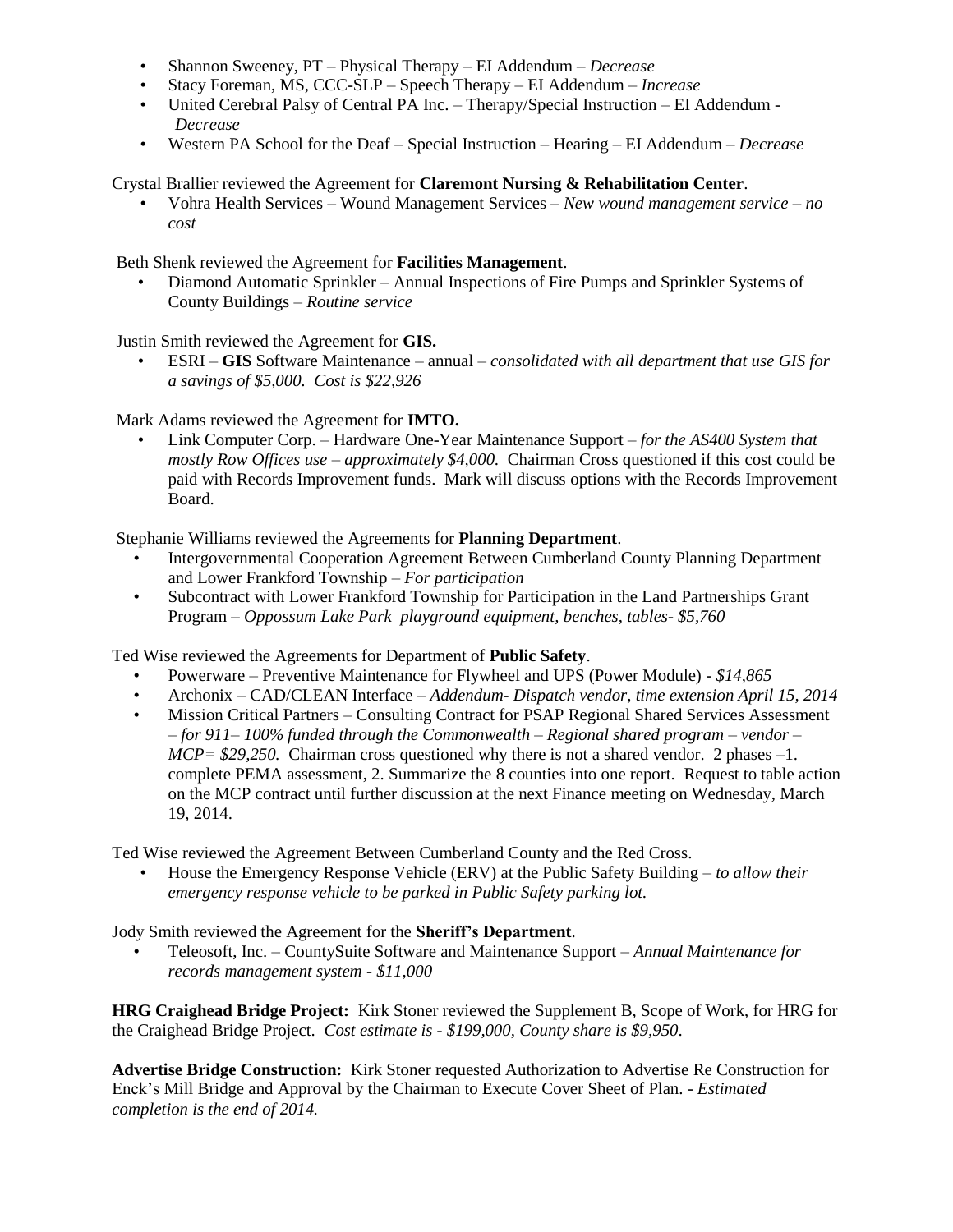- Shannon Sweeney, PT – Physical Therapy – EI Addendum – *Decrease*
- Stacy Foreman, MS, CCC-SLP – Speech Therapy – EI Addendum – *Increase*
- United Cerebral Palsy of Central PA Inc. – Therapy/Special Instruction – EI Addendum - *Decrease*
- Western PA School for the Deaf – Special Instruction – Hearing – EI Addendum – *Decrease*

Crystal Brallier reviewed the Agreement for **Claremont Nursing & Rehabilitation Center**.

- Vohra Health Services – Wound Management Services – *New wound management service – no cost*

Beth Shenk reviewed the Agreement for **Facilities Management**.

- Diamond Automatic Sprinkler – Annual Inspections of Fire Pumps and Sprinkler Systems of County Buildings – *Routine service*

Justin Smith reviewed the Agreement for **GIS.**

- ESRI – **GIS** Software Maintenance – annual – *consolidated with all department that use GIS for a savings of $5,000. Cost is $22,926*

Mark Adams reviewed the Agreement for **IMTO.**

- Link Computer Corp. – Hardware One-Year Maintenance Support – *for the AS400 System that mostly Row Offices use – approximately $4,000.* Chairman Cross questioned if this cost could be paid with Records Improvement funds. Mark will discuss options with the Records Improvement Board.

Stephanie Williams reviewed the Agreements for **Planning Department**.

- Intergovernmental Cooperation Agreement Between Cumberland County Planning Department and Lower Frankford Township – *For participation*
- Subcontract with Lower Frankford Township for Participation in the Land Partnerships Grant Program – *Oppossum Lake Park playground equipment, benches, tables- $5,760*

Ted Wise reviewed the Agreements for Department of **Public Safety**.

- Powerware – Preventive Maintenance for Flywheel and UPS (Power Module) - *$14,865*
- Archonix – CAD/CLEAN Interface – *Addendum- Dispatch vendor, time extension April 15, 2014*
- Mission Critical Partners – Consulting Contract for PSAP Regional Shared Services Assessment – *for 911– 100% funded through the Commonwealth – Regional shared program – vendor – MCP= $29,250.* Chairman cross questioned why there is not a shared vendor. 2 phases –1. complete PEMA assessment, 2. Summarize the 8 counties into one report. Request to table action on the MCP contract until further discussion at the next Finance meeting on Wednesday, March 19, 2014.

Ted Wise reviewed the Agreement Between Cumberland County and the Red Cross.

- House the Emergency Response Vehicle (ERV) at the Public Safety Building – *to allow their emergency response vehicle to be parked in Public Safety parking lot.*

Jody Smith reviewed the Agreement for the **Sheriff's Department**.

- Teleosoft, Inc. – CountySuite Software and Maintenance Support – *Annual Maintenance for records management system - $11,000*

**HRG Craighead Bridge Project:** Kirk Stoner reviewed the Supplement B, Scope of Work, for HRG for the Craighead Bridge Project. *Cost estimate is - $199,000, County share is $9,950.*

**Advertise Bridge Construction:** Kirk Stoner requested Authorization to Advertise Re Construction for Enck's Mill Bridge and Approval by the Chairman to Execute Cover Sheet of Plan. - *Estimated completion is the end of 2014.*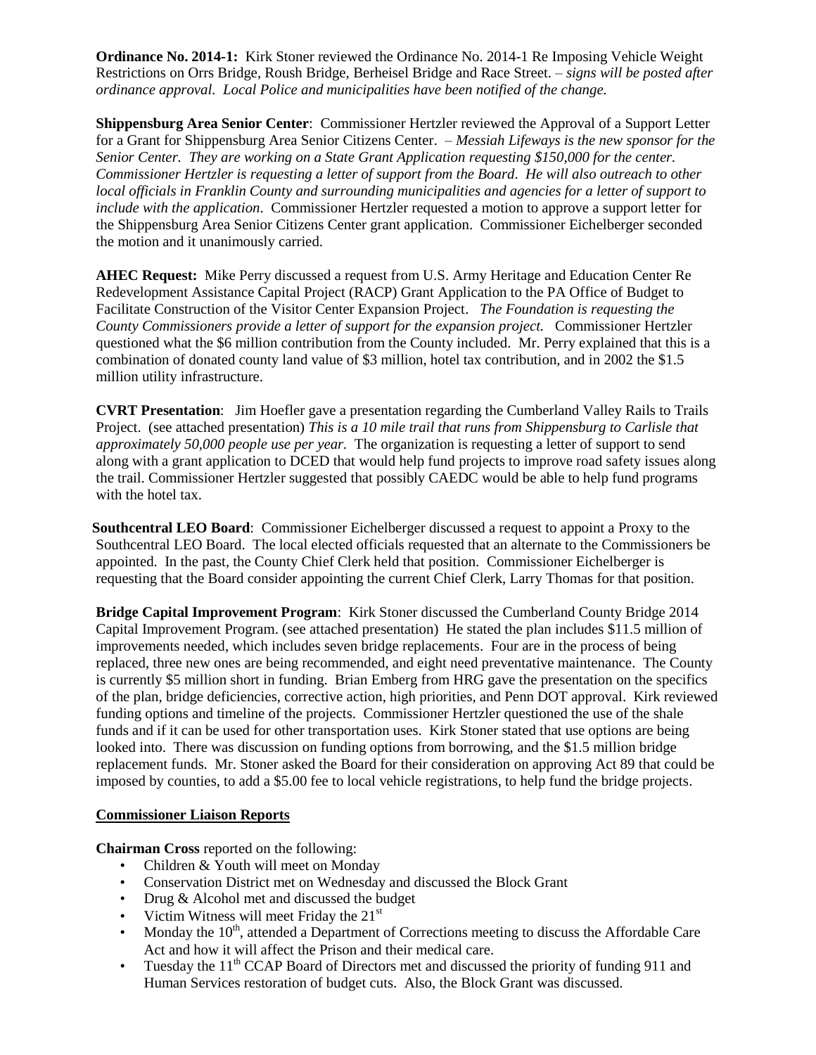**Ordinance No. 2014-1:** Kirk Stoner reviewed the Ordinance No. 2014-1 Re Imposing Vehicle Weight Restrictions on Orrs Bridge, Roush Bridge, Berheisel Bridge and Race Street. – *signs will be posted after ordinance approval. Local Police and municipalities have been notified of the change.*

**Shippensburg Area Senior Center**: Commissioner Hertzler reviewed the Approval of a Support Letter for a Grant for Shippensburg Area Senior Citizens Center. – *Messiah Lifeways is the new sponsor for the Senior Center. They are working on a State Grant Application requesting $150,000 for the center. Commissioner Hertzler is requesting a letter of support from the Board. He will also outreach to other local officials in Franklin County and surrounding municipalities and agencies for a letter of support to include with the application*. Commissioner Hertzler requested a motion to approve a support letter for the Shippensburg Area Senior Citizens Center grant application. Commissioner Eichelberger seconded the motion and it unanimously carried.

**AHEC Request:** Mike Perry discussed a request from U.S. Army Heritage and Education Center Re Redevelopment Assistance Capital Project (RACP) Grant Application to the PA Office of Budget to Facilitate Construction of the Visitor Center Expansion Project. *The Foundation is requesting the County Commissioners provide a letter of support for the expansion project.* Commissioner Hertzler questioned what the $6 million contribution from the County included. Mr. Perry explained that this is a combination of donated county land value of $3 million, hotel tax contribution, and in 2002 the $1.5 million utility infrastructure.

**CVRT Presentation**: Jim Hoefler gave a presentation regarding the Cumberland Valley Rails to Trails Project. (see attached presentation) *This is a 10 mile trail that runs from Shippensburg to Carlisle that approximately 50,000 people use per year*. The organization is requesting a letter of support to send along with a grant application to DCED that would help fund projects to improve road safety issues along the trail. Commissioner Hertzler suggested that possibly CAEDC would be able to help fund programs with the hotel tax.

**Southcentral LEO Board**: Commissioner Eichelberger discussed a request to appoint a Proxy to the Southcentral LEO Board. The local elected officials requested that an alternate to the Commissioners be appointed. In the past, the County Chief Clerk held that position. Commissioner Eichelberger is requesting that the Board consider appointing the current Chief Clerk, Larry Thomas for that position.

**Bridge Capital Improvement Program**: Kirk Stoner discussed the Cumberland County Bridge 2014 Capital Improvement Program. (see attached presentation) He stated the plan includes $11.5 million of improvements needed, which includes seven bridge replacements. Four are in the process of being replaced, three new ones are being recommended, and eight need preventative maintenance. The County is currently $5 million short in funding. Brian Emberg from HRG gave the presentation on the specifics of the plan, bridge deficiencies, corrective action, high priorities, and Penn DOT approval. Kirk reviewed funding options and timeline of the projects. Commissioner Hertzler questioned the use of the shale funds and if it can be used for other transportation uses. Kirk Stoner stated that use options are being looked into. There was discussion on funding options from borrowing, and the $1.5 million bridge replacement funds. Mr. Stoner asked the Board for their consideration on approving Act 89 that could be imposed by counties, to add a $5.00 fee to local vehicle registrations, to help fund the bridge projects.

## Commissioner Liaison Reports

**Chairman Cross** reported on the following:

- Children & Youth will meet on Monday
- Conservation District met on Wednesday and discussed the Block Grant
- Drug & Alcohol met and discussed the budget
- Victim Witness will meet Friday the 21st
- Monday the 10th, attended a Department of Corrections meeting to discuss the Affordable Care Act and how it will affect the Prison and their medical care.
- Tuesday the 11th CCAP Board of Directors met and discussed the priority of funding 911 and Human Services restoration of budget cuts. Also, the Block Grant was discussed.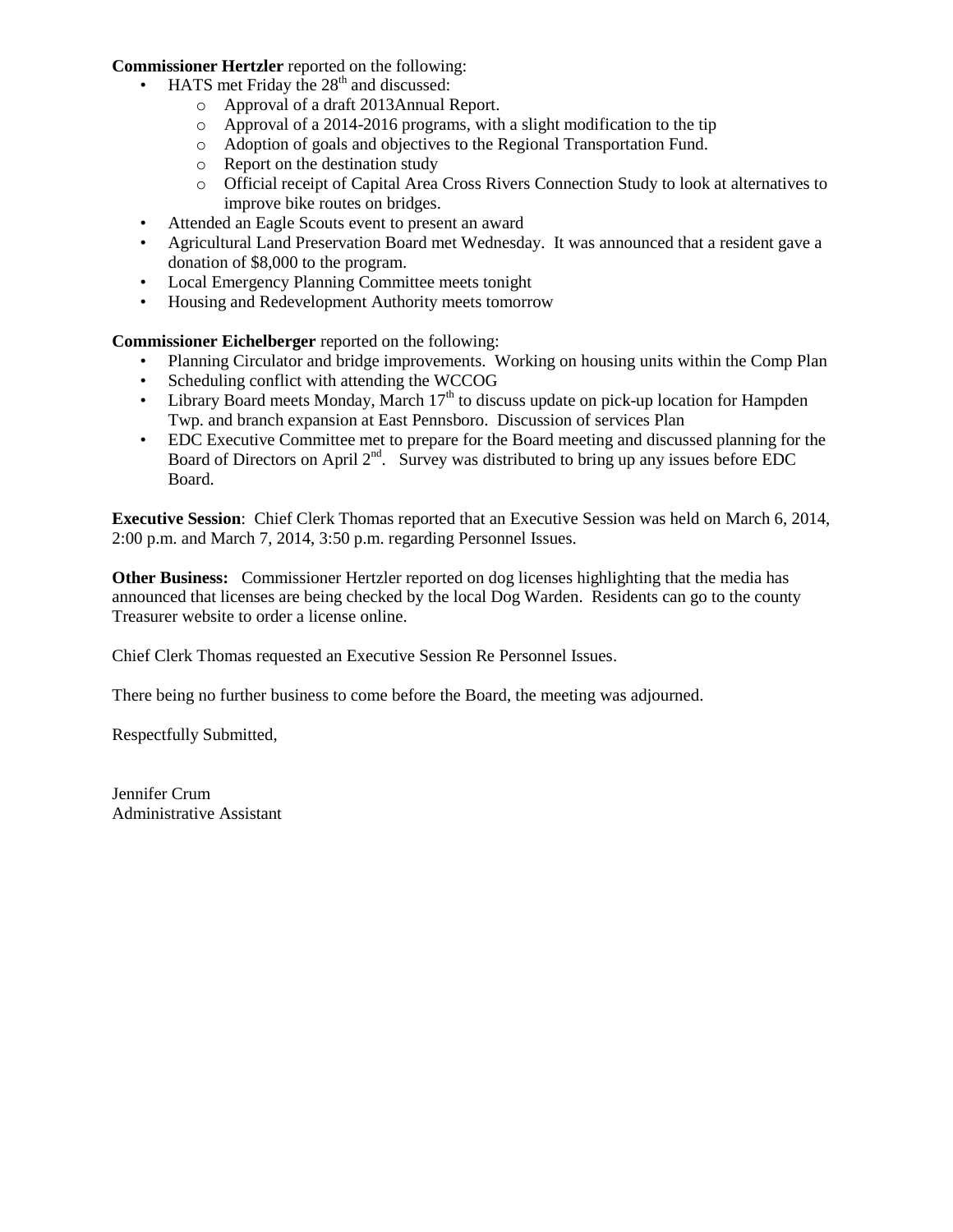**Commissioner Hertzler** reported on the following:

- HATS met Friday the 28th and discussed:
  - Approval of a draft 2013Annual Report.
  - Approval of a 2014-2016 programs, with a slight modification to the tip
  - Adoption of goals and objectives to the Regional Transportation Fund.
  - Report on the destination study
  - Official receipt of Capital Area Cross Rivers Connection Study to look at alternatives to improve bike routes on bridges.
- Attended an Eagle Scouts event to present an award
- Agricultural Land Preservation Board met Wednesday. It was announced that a resident gave a donation of $8,000 to the program.
- Local Emergency Planning Committee meets tonight
- Housing and Redevelopment Authority meets tomorrow

**Commissioner Eichelberger** reported on the following:

- Planning Circulator and bridge improvements. Working on housing units within the Comp Plan
- Scheduling conflict with attending the WCCOG
- Library Board meets Monday, March 17th to discuss update on pick-up location for Hampden Twp. and branch expansion at East Pennsboro. Discussion of services Plan
- EDC Executive Committee met to prepare for the Board meeting and discussed planning for the Board of Directors on April 2nd. Survey was distributed to bring up any issues before EDC Board.

**Executive Session**: Chief Clerk Thomas reported that an Executive Session was held on March 6, 2014, 2:00 p.m. and March 7, 2014, 3:50 p.m. regarding Personnel Issues.

**Other Business:** Commissioner Hertzler reported on dog licenses highlighting that the media has announced that licenses are being checked by the local Dog Warden. Residents can go to the county Treasurer website to order a license online.

Chief Clerk Thomas requested an Executive Session Re Personnel Issues.

There being no further business to come before the Board, the meeting was adjourned.

Respectfully Submitted,

Jennifer Crum
Administrative Assistant